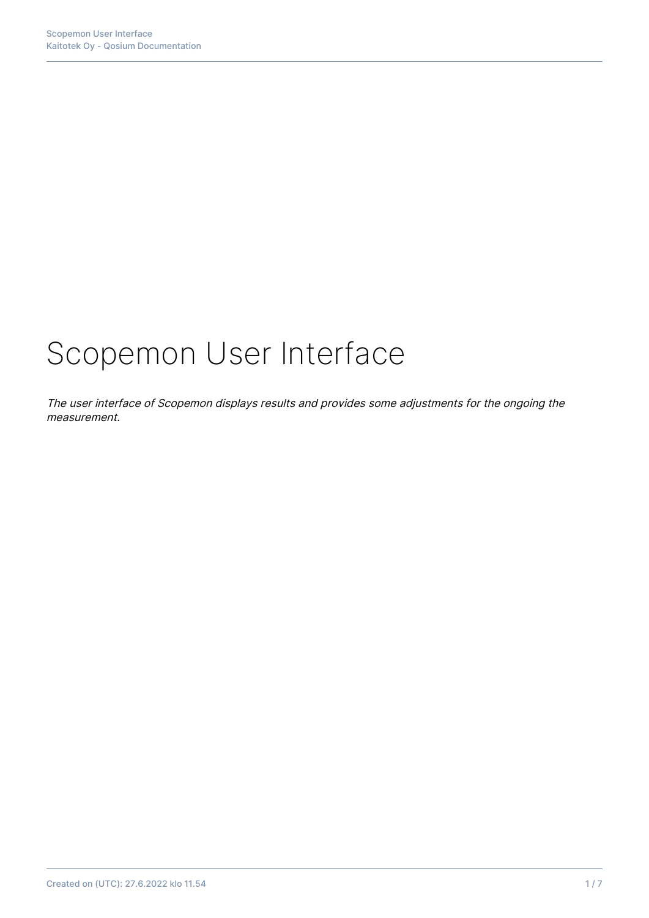# Scopemon User Interface

*The user interface of Scopemon displays results and provides some adjustments for the ongoing the measurement.*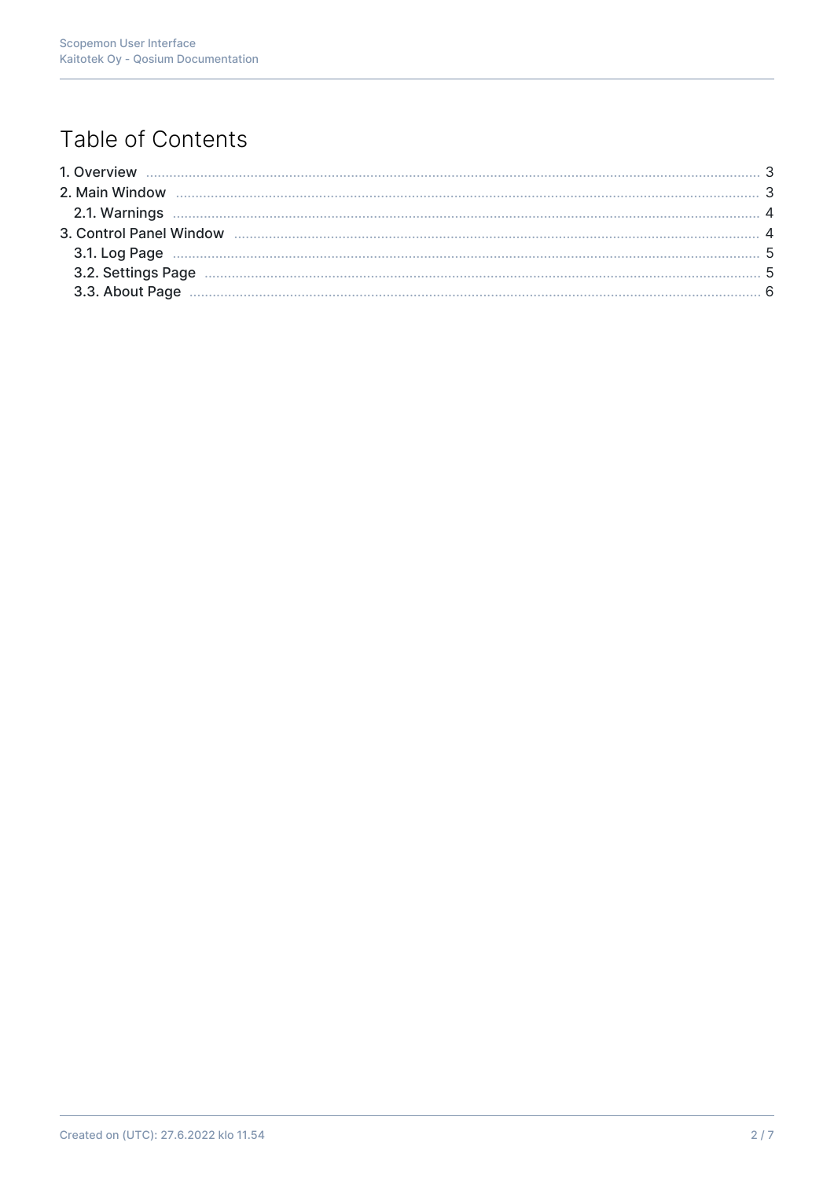# Table of Contents

- 1. Overview ... 3
- 2. Main Window ... 3
  - 2.1. Warnings ... 4
- 3. Control Panel Window ... 4
  - 3.1. Log Page ... 5
  - 3.2. Settings Page ... 5
  - 3.3. About Page ... 6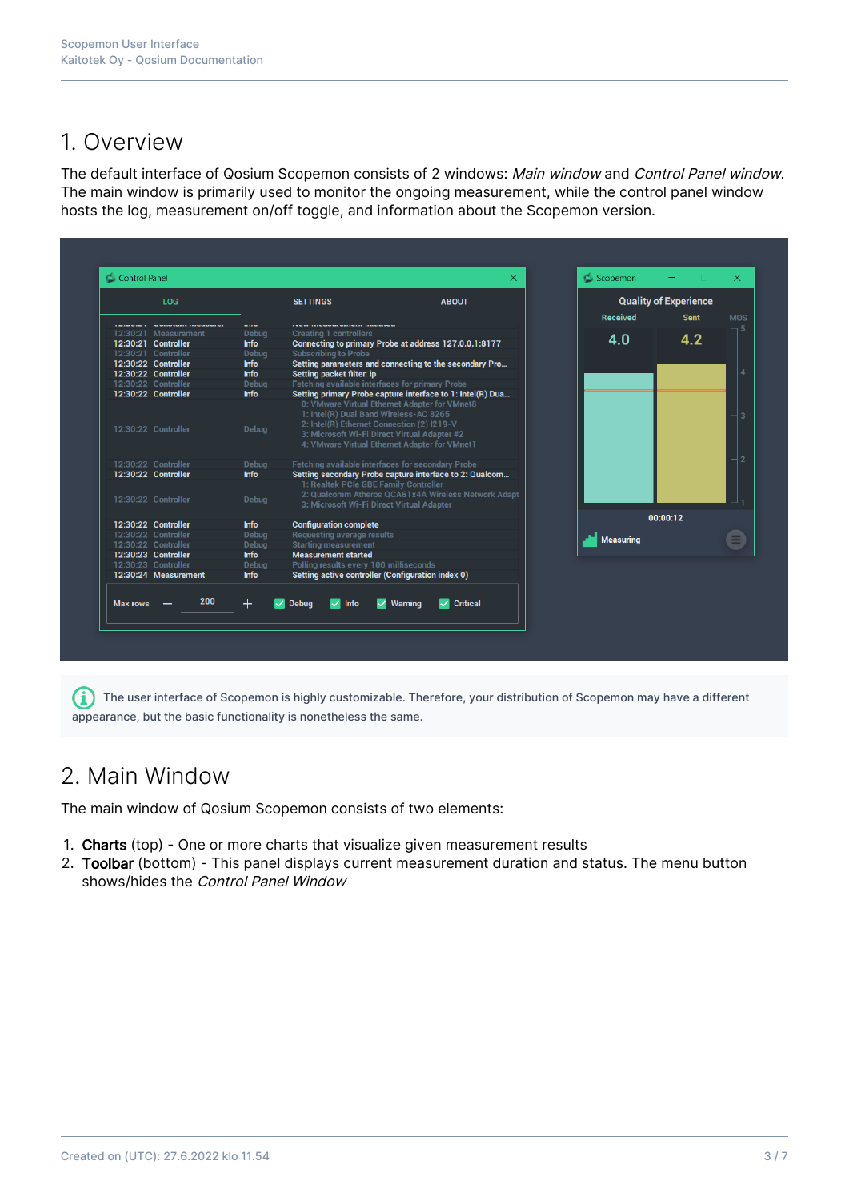# 1. Overview

The default interface of Qosium Scopemon consists of 2 windows: *Main window* and *Control Panel window*. The main window is primarily used to monitor the ongoing measurement, while the control panel window hosts the log, measurement on/off toggle, and information about the Scopemon version.

The user interface of Scopemon is highly customizable. Therefore, your distribution of Scopemon may have a different appearance, but the basic functionality is nonetheless the same.

# 2. Main Window

The main window of Qosium Scopemon consists of two elements:

1. **Charts** (top) - One or more charts that visualize given measurement results
2. **Toolbar** (bottom) - This panel displays current measurement duration and status. The menu button shows/hides the *Control Panel Window*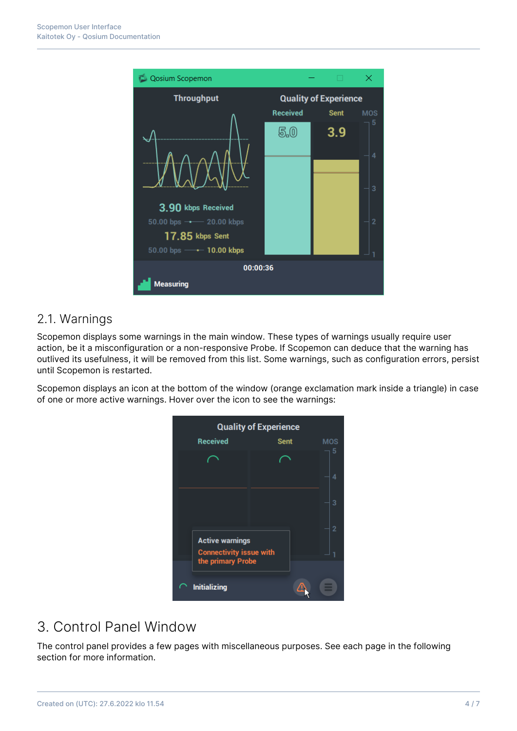## 2.1. Warnings

Scopemon displays some warnings in the main window. These types of warnings usually require user action, be it a misconfiguration or a non-responsive Probe. If Scopemon can deduce that the warning has outlived its usefulness, it will be removed from this list. Some warnings, such as configuration errors, persist until Scopemon is restarted.

Scopemon displays an icon at the bottom of the window (orange exclamation mark inside a triangle) in case of one or more active warnings. Hover over the icon to see the warnings:

# 3. Control Panel Window

The control panel provides a few pages with miscellaneous purposes. See each page in the following section for more information.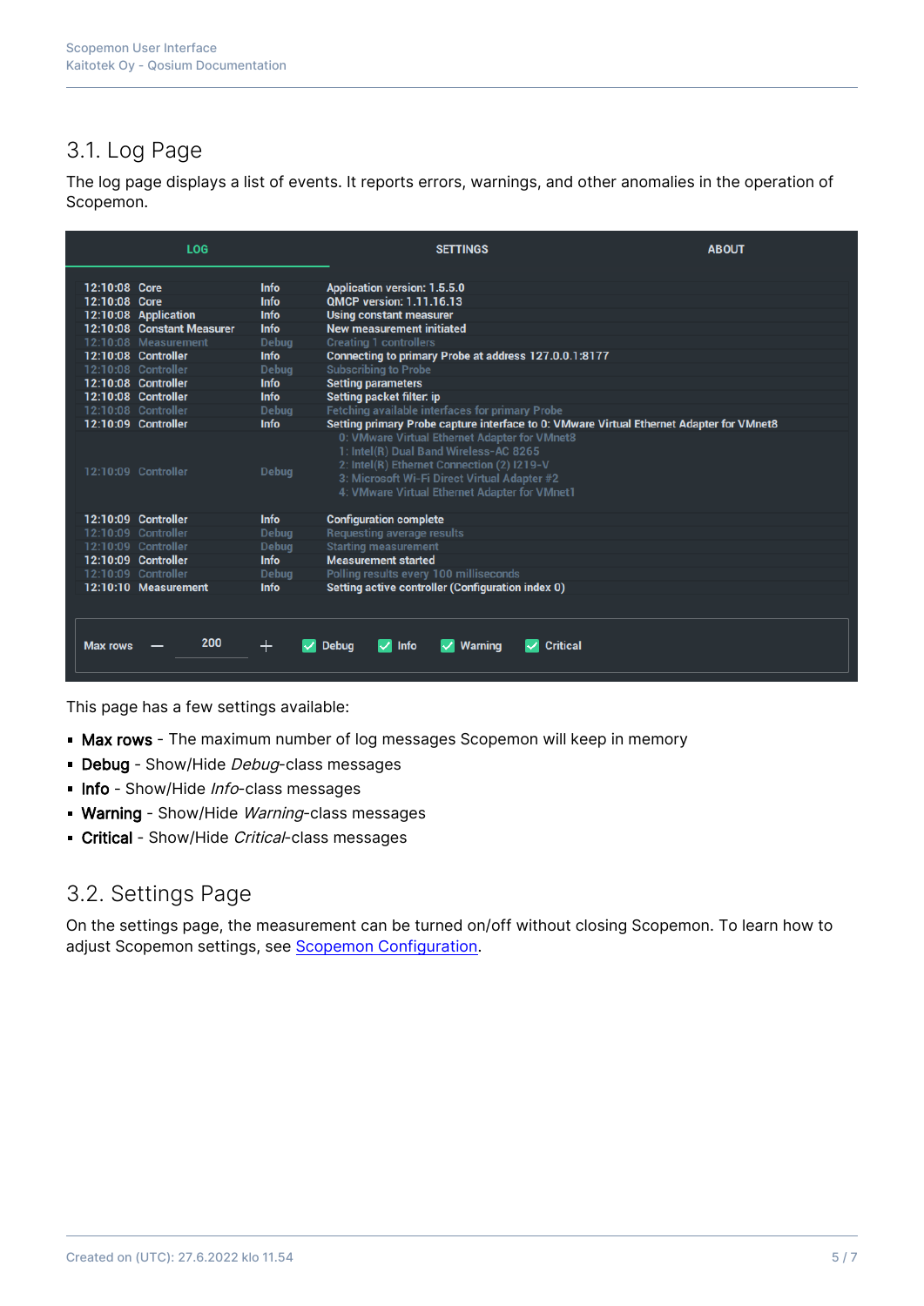## 3.1. Log Page

The log page displays a list of events. It reports errors, warnings, and other anomalies in the operation of Scopemon.

This page has a few settings available:

- **Max rows** - The maximum number of log messages Scopemon will keep in memory
- **Debug** - Show/Hide *Debug*-class messages
- **Info** - Show/Hide *Info*-class messages
- **Warning** - Show/Hide *Warning*-class messages
- **Critical** - Show/Hide *Critical*-class messages

## 3.2. Settings Page

On the settings page, the measurement can be turned on/off without closing Scopemon. To learn how to adjust Scopemon settings, see [Scopemon Configuration](#).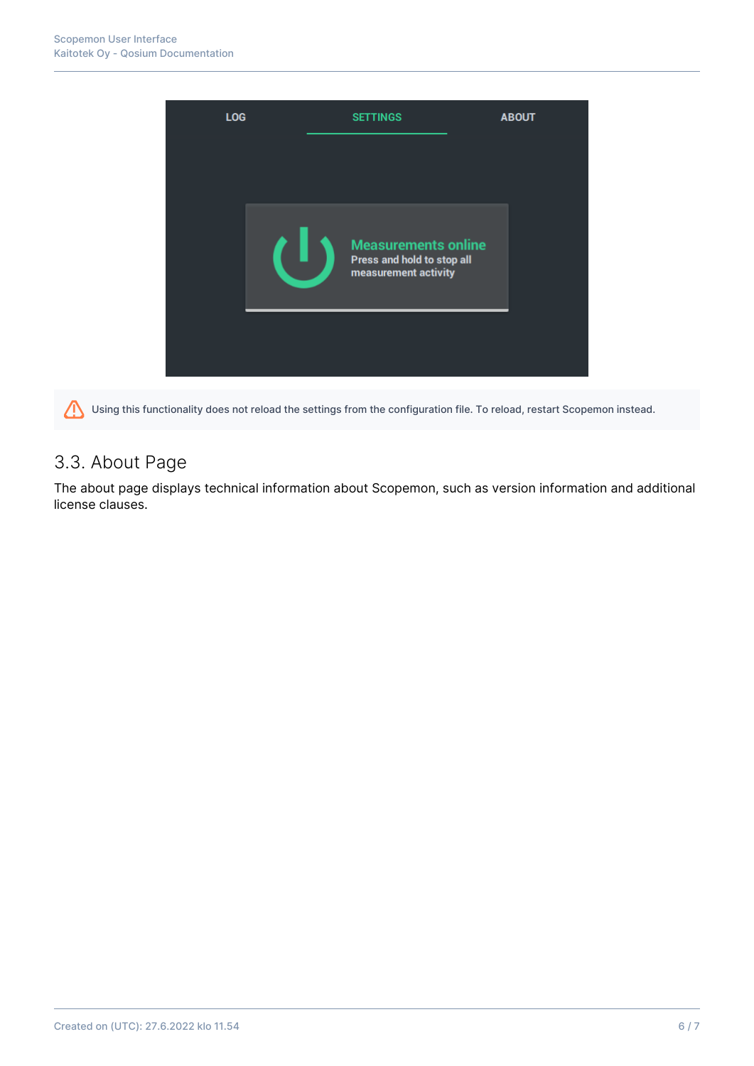> ⚠ Using this functionality does not reload the settings from the configuration file. To reload, restart Scopemon instead.

## 3.3. About Page

The about page displays technical information about Scopemon, such as version information and additional license clauses.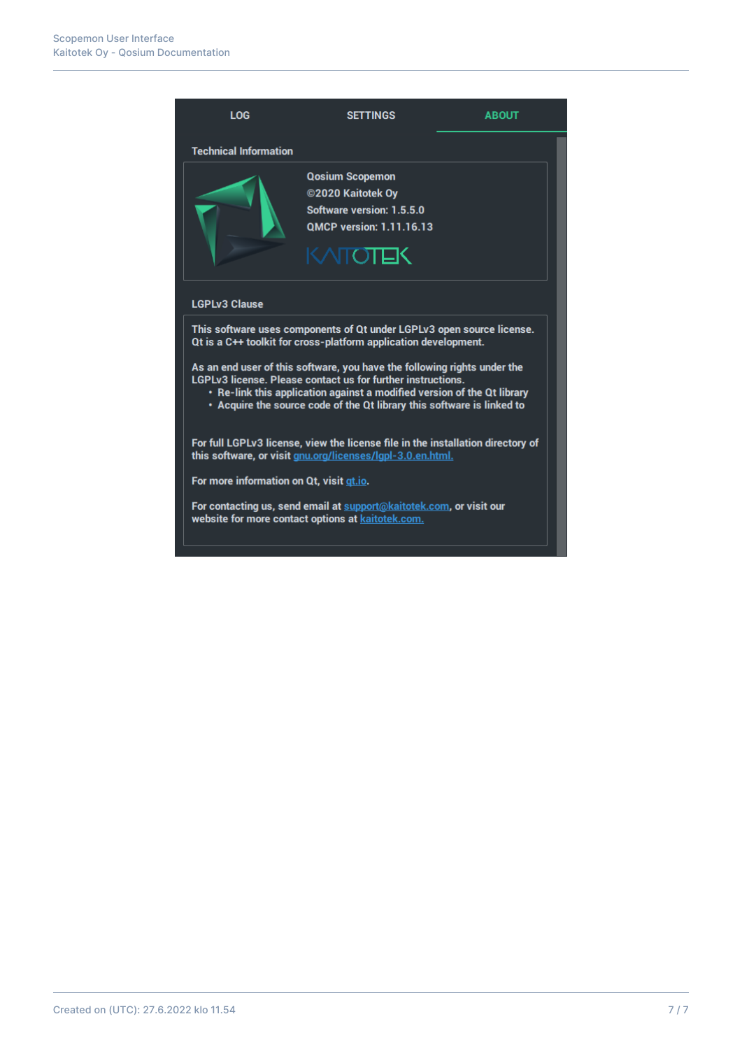LOG SETTINGS ABOUT

Technical Information

Qosium Scopemon
©2020 Kaitotek Oy
Software version: 1.5.5.0
QMCP version: 1.11.16.13

KAITOTEK

LGPLv3 Clause

This software uses components of Qt under LGPLv3 open source license. Qt is a C++ toolkit for cross-platform application development.

As an end user of this software, you have the following rights under the LGPLv3 license. Please contact us for further instructions.

- Re-link this application against a modified version of the Qt library
- Acquire the source code of the Qt library this software is linked to

For full LGPLv3 license, view the license file in the installation directory of this software, or visit gnu.org/licenses/lgpl-3.0.en.html.

For more information on Qt, visit qt.io.

For contacting us, send email at support@kaitotek.com, or visit our website for more contact options at kaitotek.com.

Created on (UTC): 27.6.2022 klo 11.54